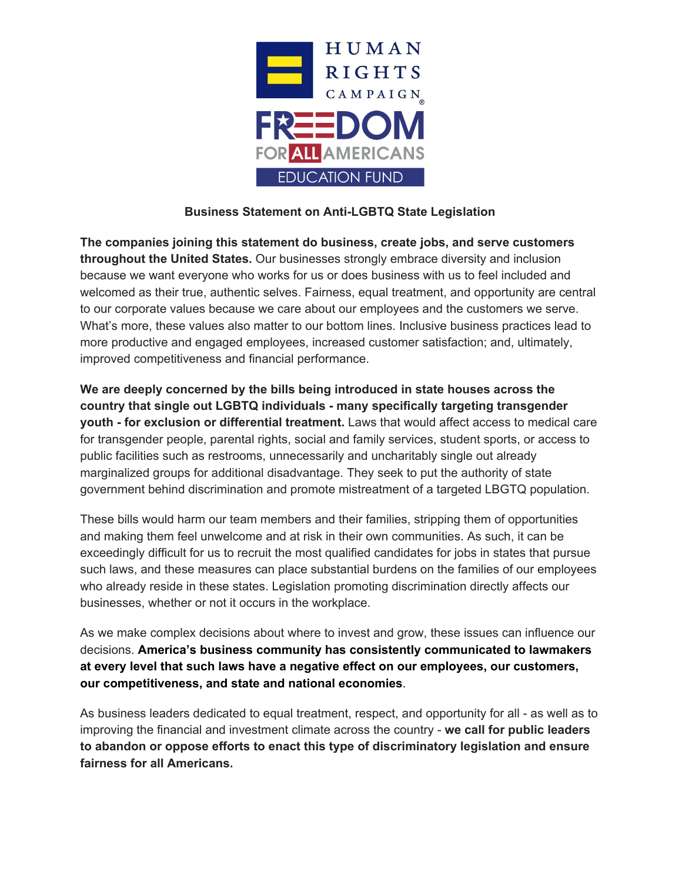HUMAN RIGHTS CAMPAIGN

FREEDOM FOR ALL AMERICANS EDUCATION FUND

**Business Statement on Anti-LGBTQ State Legislation**

**The companies joining this statement do business, create jobs, and serve customers throughout the United States.** Our businesses strongly embrace diversity and inclusion because we want everyone who works for us or does business with us to feel included and welcomed as their true, authentic selves. Fairness, equal treatment, and opportunity are central to our corporate values because we care about our employees and the customers we serve. What's more, these values also matter to our bottom lines. Inclusive business practices lead to more productive and engaged employees, increased customer satisfaction; and, ultimately, improved competitiveness and financial performance.

**We are deeply concerned by the bills being introduced in state houses across the country that single out LGBTQ individuals - many specifically targeting transgender youth - for exclusion or differential treatment.** Laws that would affect access to medical care for transgender people, parental rights, social and family services, student sports, or access to public facilities such as restrooms, unnecessarily and uncharitably single out already marginalized groups for additional disadvantage. They seek to put the authority of state government behind discrimination and promote mistreatment of a targeted LBGTQ population.

These bills would harm our team members and their families, stripping them of opportunities and making them feel unwelcome and at risk in their own communities. As such, it can be exceedingly difficult for us to recruit the most qualified candidates for jobs in states that pursue such laws, and these measures can place substantial burdens on the families of our employees who already reside in these states. Legislation promoting discrimination directly affects our businesses, whether or not it occurs in the workplace.

As we make complex decisions about where to invest and grow, these issues can influence our decisions. **America's business community has consistently communicated to lawmakers at every level that such laws have a negative effect on our employees, our customers, our competitiveness, and state and national economies**.

As business leaders dedicated to equal treatment, respect, and opportunity for all - as well as to improving the financial and investment climate across the country - **we call for public leaders to abandon or oppose efforts to enact this type of discriminatory legislation and ensure fairness for all Americans.**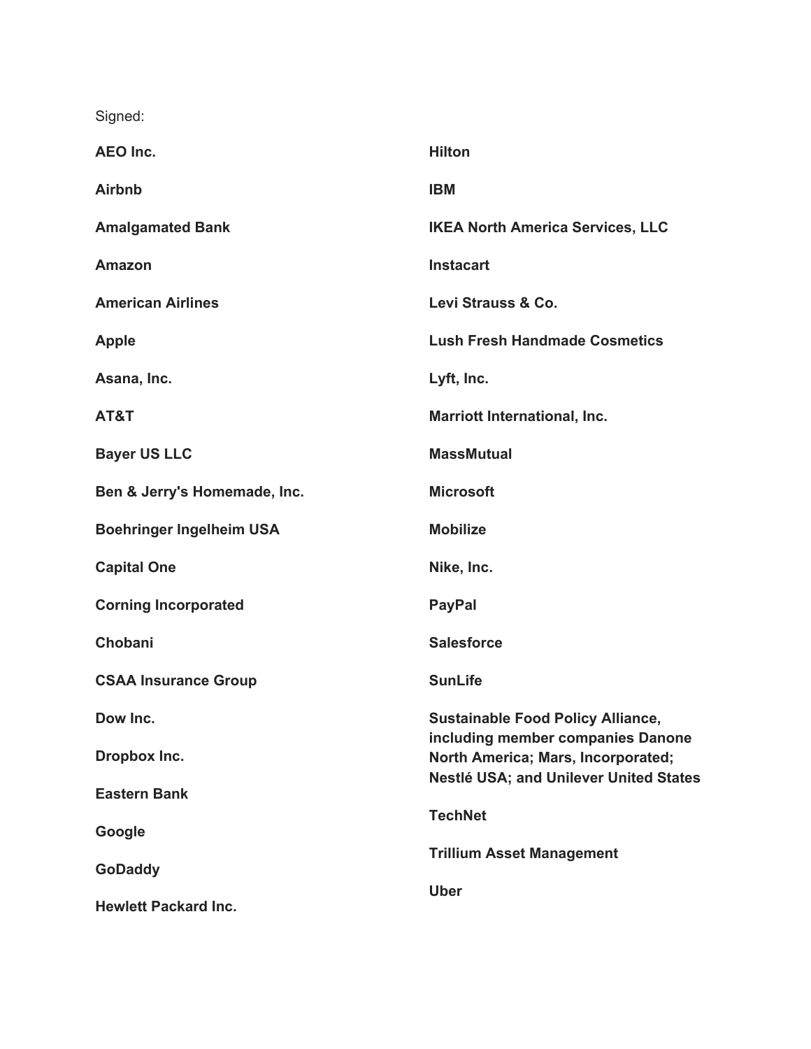Signed:

**AEO Inc.**

**Airbnb**

**Amalgamated Bank**

**Amazon**

**American Airlines**

**Apple**

**Asana, Inc.**

**AT&T**

**Bayer US LLC**

**Ben & Jerry's Homemade, Inc.**

**Boehringer Ingelheim USA**

**Capital One**

**Corning Incorporated**

**Chobani**

**CSAA Insurance Group**

**Dow Inc.**

**Dropbox Inc.**

**Eastern Bank**

**Google**

**GoDaddy**

**Hewlett Packard Inc.**

**Hilton**

**IBM**

**IKEA North America Services, LLC**

**Instacart**

**Levi Strauss & Co.**

**Lush Fresh Handmade Cosmetics**

**Lyft, Inc.**

**Marriott International, Inc.**

**MassMutual**

**Microsoft**

**Mobilize**

**Nike, Inc.**

**PayPal**

**Salesforce**

**SunLife**

**Sustainable Food Policy Alliance, including member companies Danone North America; Mars, Incorporated; Nestlé USA; and Unilever United States**

**TechNet**

**Trillium Asset Management**

**Uber**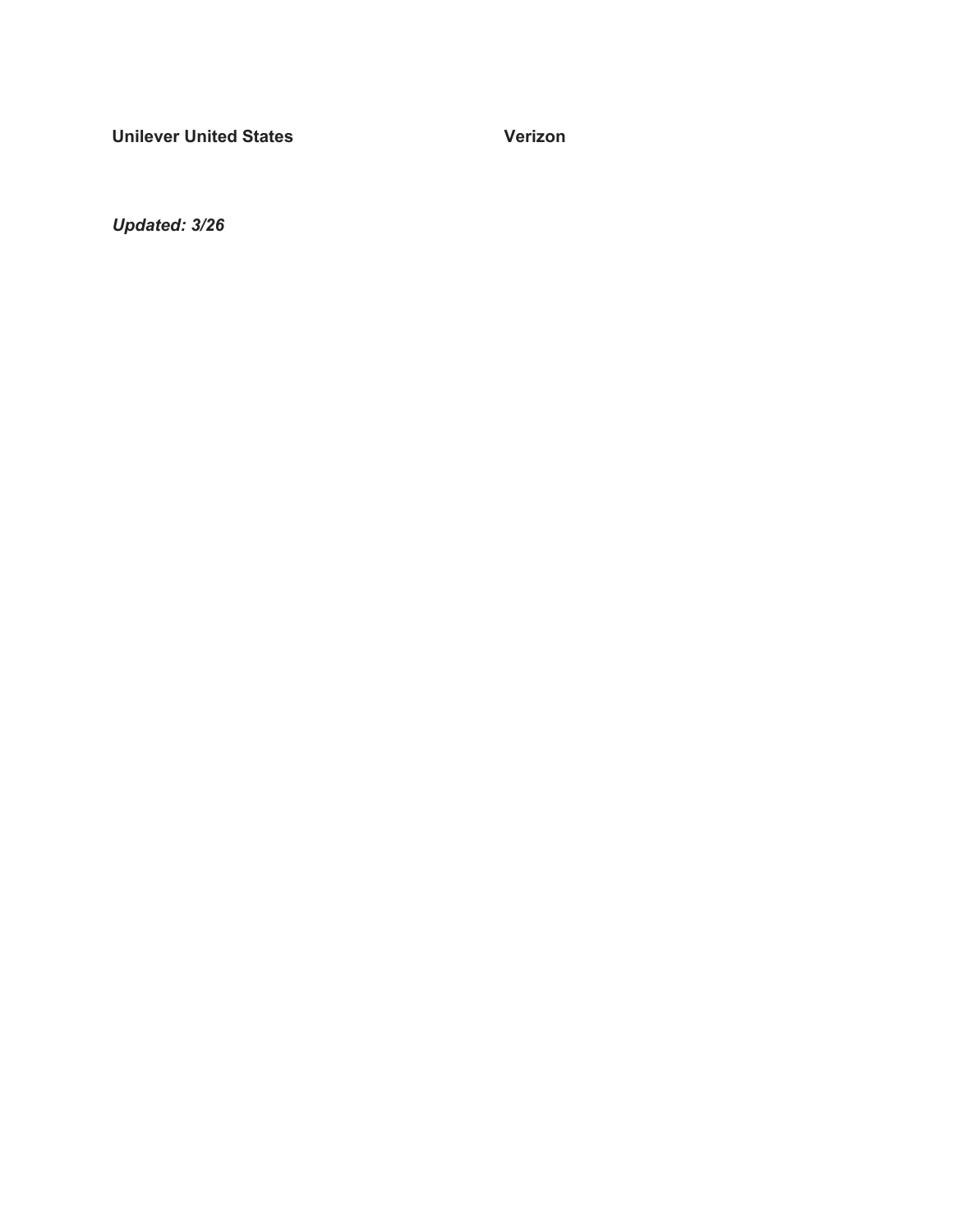**Unilever United States**

**Verizon**

***Updated: 3/26***